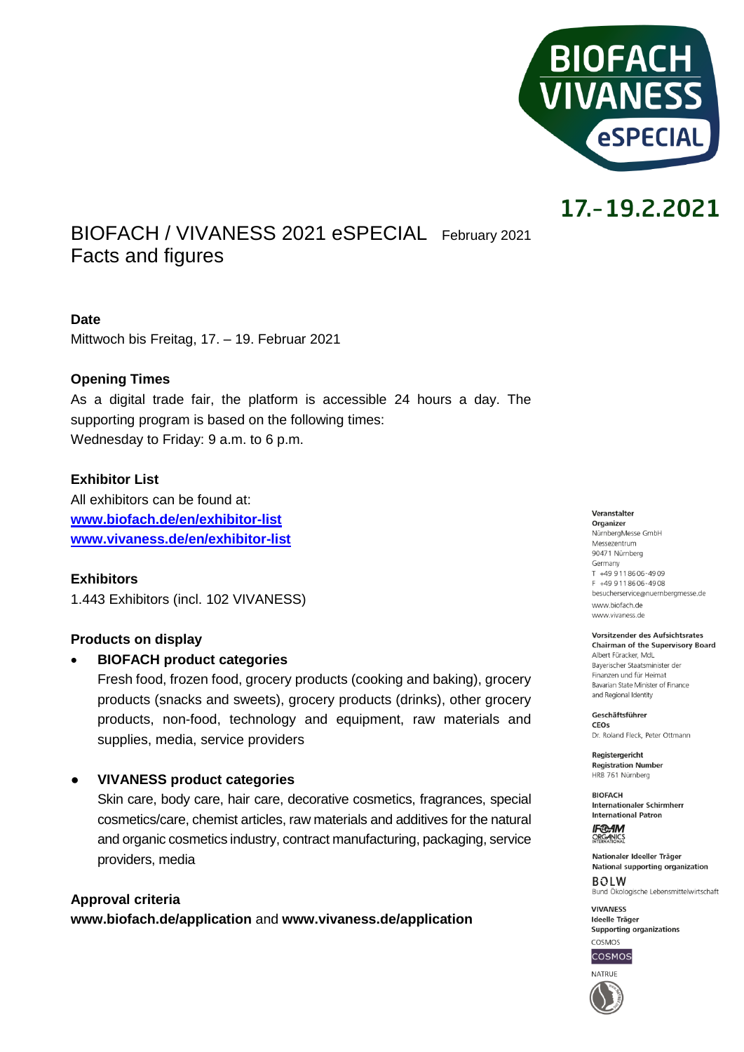BIOFACH
VIVANESS
eSPECIAL

17.–19.2.2021

# BIOFACH / VIVANESS 2021 eSPECIAL Facts and figures

February 2021

**Date**

Mittwoch bis Freitag, 17. – 19. Februar 2021

**Opening Times**

As a digital trade fair, the platform is accessible 24 hours a day. The supporting program is based on the following times:
Wednesday to Friday: 9 a.m. to 6 p.m.

**Exhibitor List**

All exhibitors can be found at:
**www.biofach.de/en/exhibitor-list**
**www.vivaness.de/en/exhibitor-list**

**Exhibitors**

1.443 Exhibitors (incl. 102 VIVANESS)

**Products on display**

- **BIOFACH product categories**
  Fresh food, frozen food, grocery products (cooking and baking), grocery products (snacks and sweets), grocery products (drinks), other grocery products, non-food, technology and equipment, raw materials and supplies, media, service providers

- **VIVANESS product categories**
  Skin care, body care, hair care, decorative cosmetics, fragrances, special cosmetics/care, chemist articles, raw materials and additives for the natural and organic cosmetics industry, contract manufacturing, packaging, service providers, media

**Approval criteria**

**www.biofach.de/application** and **www.vivaness.de/application**

---

**Veranstalter**
**Organizer**
NürnbergMesse GmbH
Messezentrum
90471 Nürnberg
Germany
T +49 9 11 86 06-49 09
F +49 9 11 86 06-49 08
besucherservice@nuernbergmesse.de
www.biofach.de
www.vivaness.de

**Vorsitzender des Aufsichtsrates**
**Chairman of the Supervisory Board**
Albert Füracker, MdL
Bayerischer Staatsminister der Finanzen und für Heimat
Bavarian State Minister of Finance and Regional Identity

**Geschäftsführer**
**CEOs**
Dr. Roland Fleck, Peter Ottmann

**Registergericht**
**Registration Number**
HRB 761 Nürnberg

**BIOFACH**
**Internationaler Schirmherr**
**International Patron**
IFOAM ORGANICS INTERNATIONAL

**Nationaler Ideeller Träger**
**National supporting organization**
BÖLW
Bund Ökologische Lebensmittelwirtschaft

**VIVANESS**
**Ideelle Träger**
**Supporting organizations**
COSMOS
COSMOS
NATRUE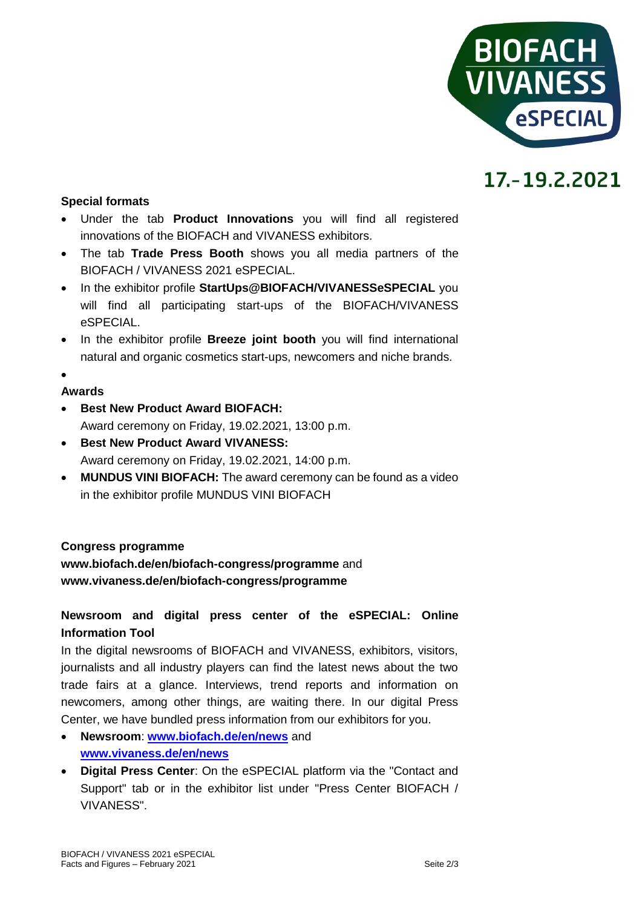**Special formats**

- Under the tab **Product Innovations** you will find all registered innovations of the BIOFACH and VIVANESS exhibitors.
- The tab **Trade Press Booth** shows you all media partners of the BIOFACH / VIVANESS 2021 eSPECIAL.
- In the exhibitor profile **StartUps@BIOFACH/VIVANESSeSPECIAL** you will find all participating start-ups of the BIOFACH/VIVANESS eSPECIAL.
- In the exhibitor profile **Breeze joint booth** you will find international natural and organic cosmetics start-ups, newcomers and niche brands.
-

**Awards**

- **Best New Product Award BIOFACH:**
  Award ceremony on Friday, 19.02.2021, 13:00 p.m.
- **Best New Product Award VIVANESS:**
  Award ceremony on Friday, 19.02.2021, 14:00 p.m.
- **MUNDUS VINI BIOFACH:** The award ceremony can be found as a video in the exhibitor profile MUNDUS VINI BIOFACH

**Congress programme**

**www.biofach.de/en/biofach-congress/programme** and **www.vivaness.de/en/biofach-congress/programme**

**Newsroom and digital press center of the eSPECIAL: Online Information Tool**

In the digital newsrooms of BIOFACH and VIVANESS, exhibitors, visitors, journalists and all industry players can find the latest news about the two trade fairs at a glance. Interviews, trend reports and information on newcomers, among other things, are waiting there. In our digital Press Center, we have bundled press information from our exhibitors for you.

- **Newsroom**: **www.biofach.de/en/news** and **www.vivaness.de/en/news**
- **Digital Press Center**: On the eSPECIAL platform via the "Contact and Support" tab or in the exhibitor list under "Press Center BIOFACH / VIVANESS".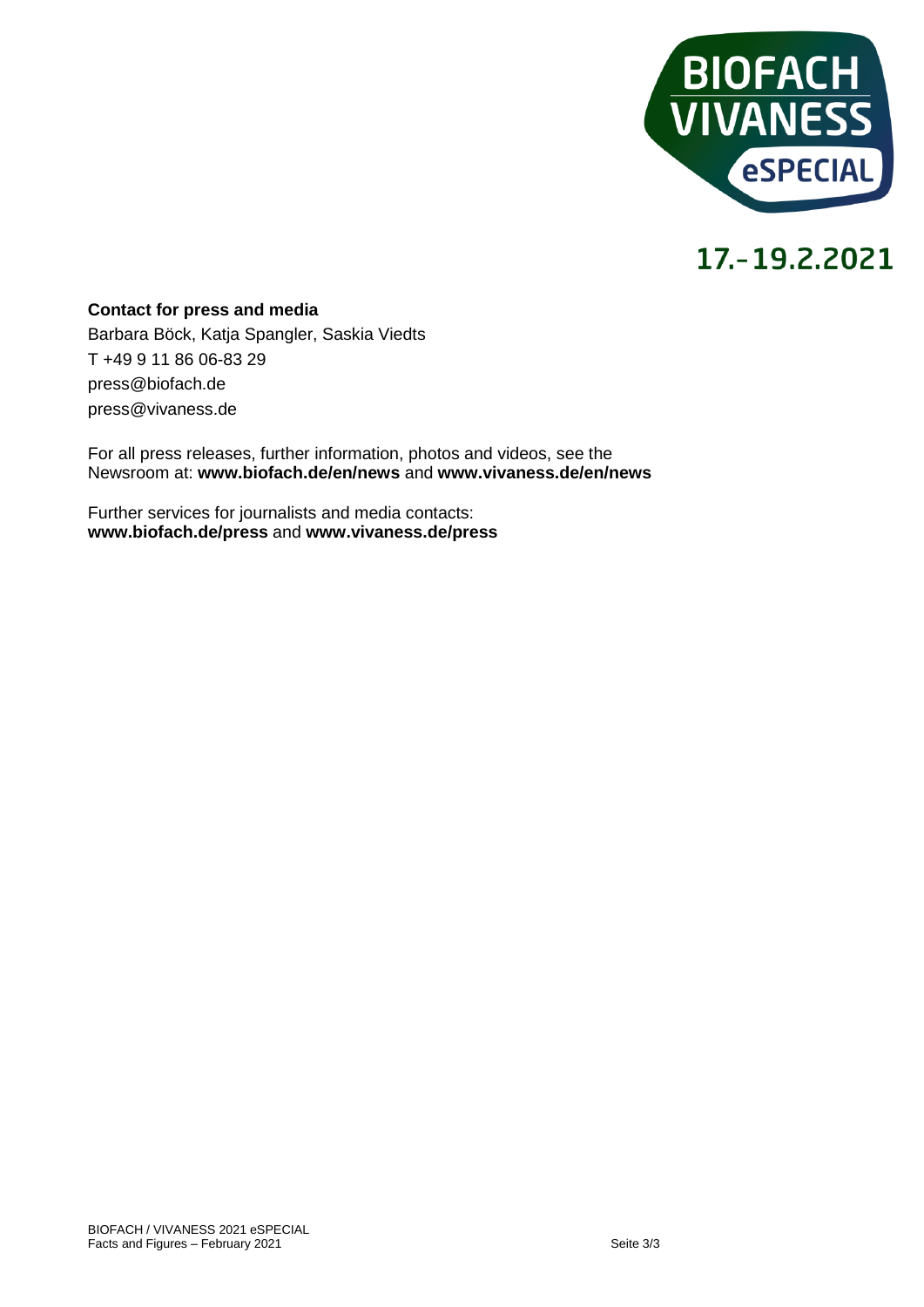17.-19.2.2021

**Contact for press and media**
Barbara Böck, Katja Spangler, Saskia Viedts
T +49 9 11 86 06-83 29
press@biofach.de
press@vivaness.de

For all press releases, further information, photos and videos, see the Newsroom at: **www.biofach.de/en/news** and **www.vivaness.de/en/news**

Further services for journalists and media contacts:
**www.biofach.de/press** and **www.vivaness.de/press**